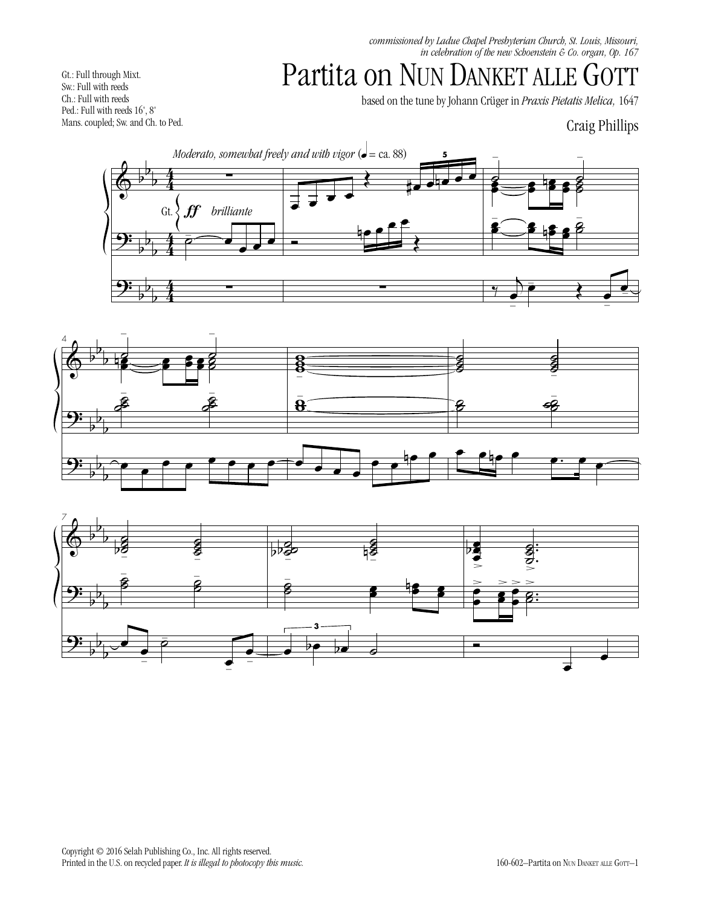*commissioned by Ladue Chapel Presbyterian Church, St. Louis, Missouri, in celebration of the new Schoenstein & Co. organ, Op. 167*

# Partita on Nun Danket alle Gott

based on the tune by Johann Crüger in *Praxis Pietatis Melica,* 1647

Craig Phillips

Gt.: Full through Mixt.
Sw.: Full with reeds
Ch.: Full with reeds
Ped.: Full with reeds 16', 8'
Mans. coupled; Sw. and Ch. to Ped.

*Moderato, somewhat freely and with vigor* (♩ = ca. 88)

Gt. *ff* *brilliante*

Copyright © 2016 Selah Publishing Co., Inc. All rights reserved.
Printed in the U.S. on recycled paper. *It is illegal to photocopy this music.*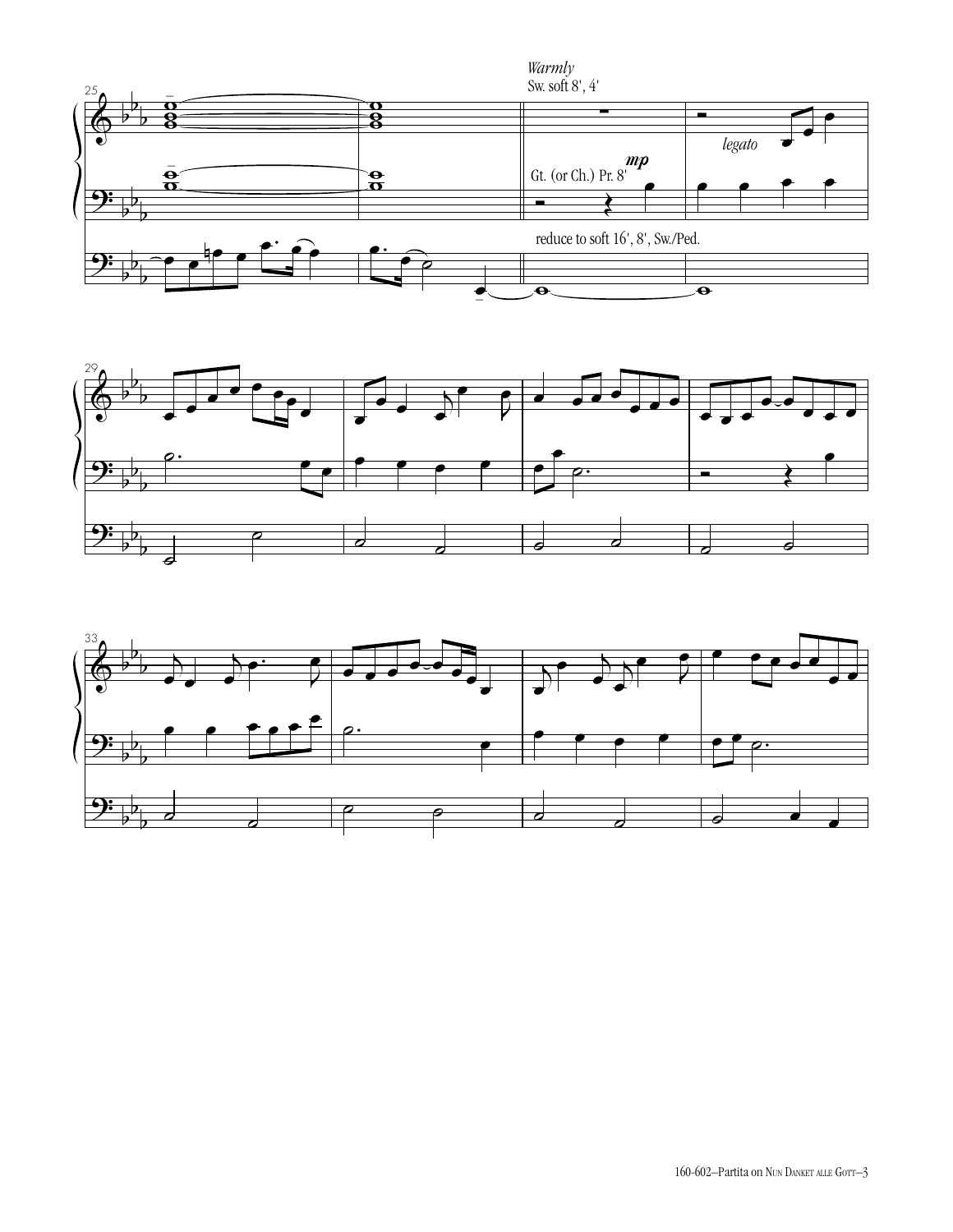*Warmly*

Sw. soft 8', 4'

Gt. (or Ch.) Pr. 8' ***mp***

*legato*

reduce to soft 16', 8', Sw./Ped.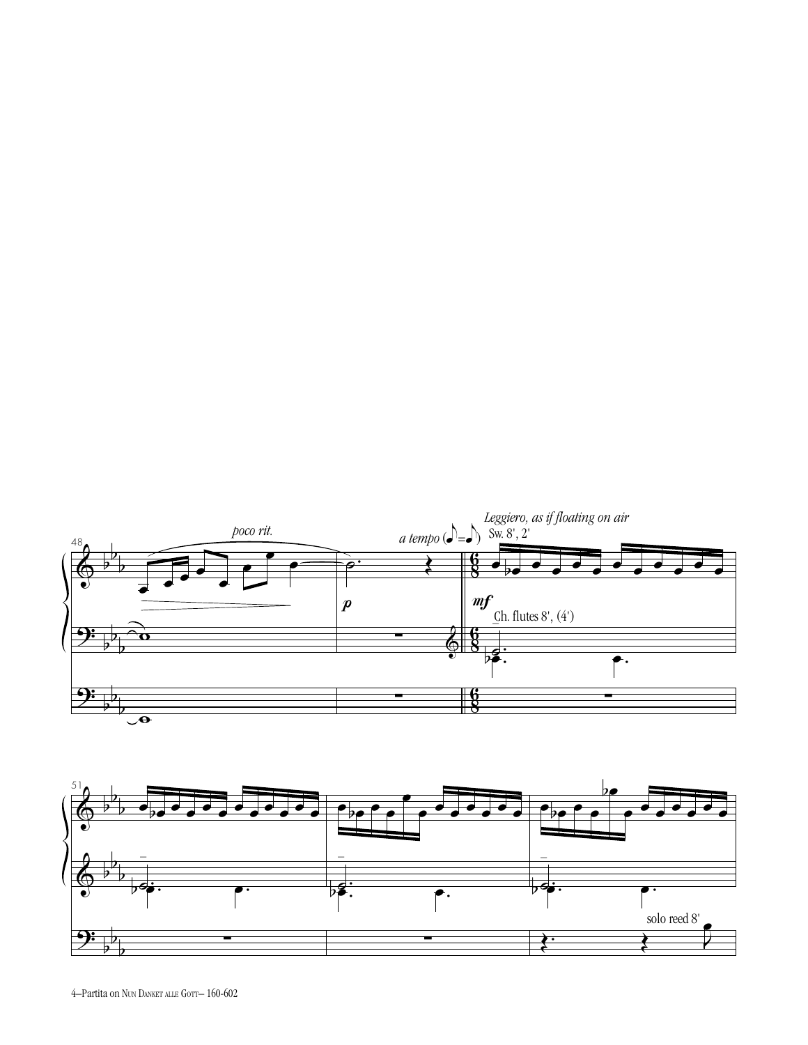*poco rit.*

*a tempo* (♪=♪)

*Leggiero, as if floating on air*

Sw. 8', 2'

***mf***

***p***

Ch. flutes 8', (4')

solo reed 8'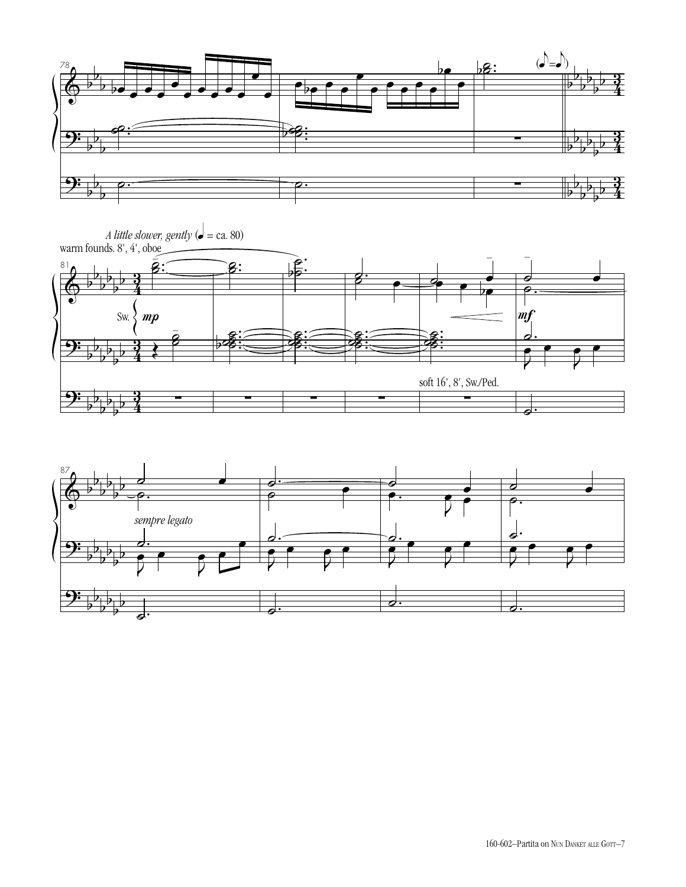A little slower, gently (♩ = ca. 80)

warm founds. 8', 4', oboe

Sw. *mp*

*mf*

soft 16', 8', Sw./Ped.

*sempre legato*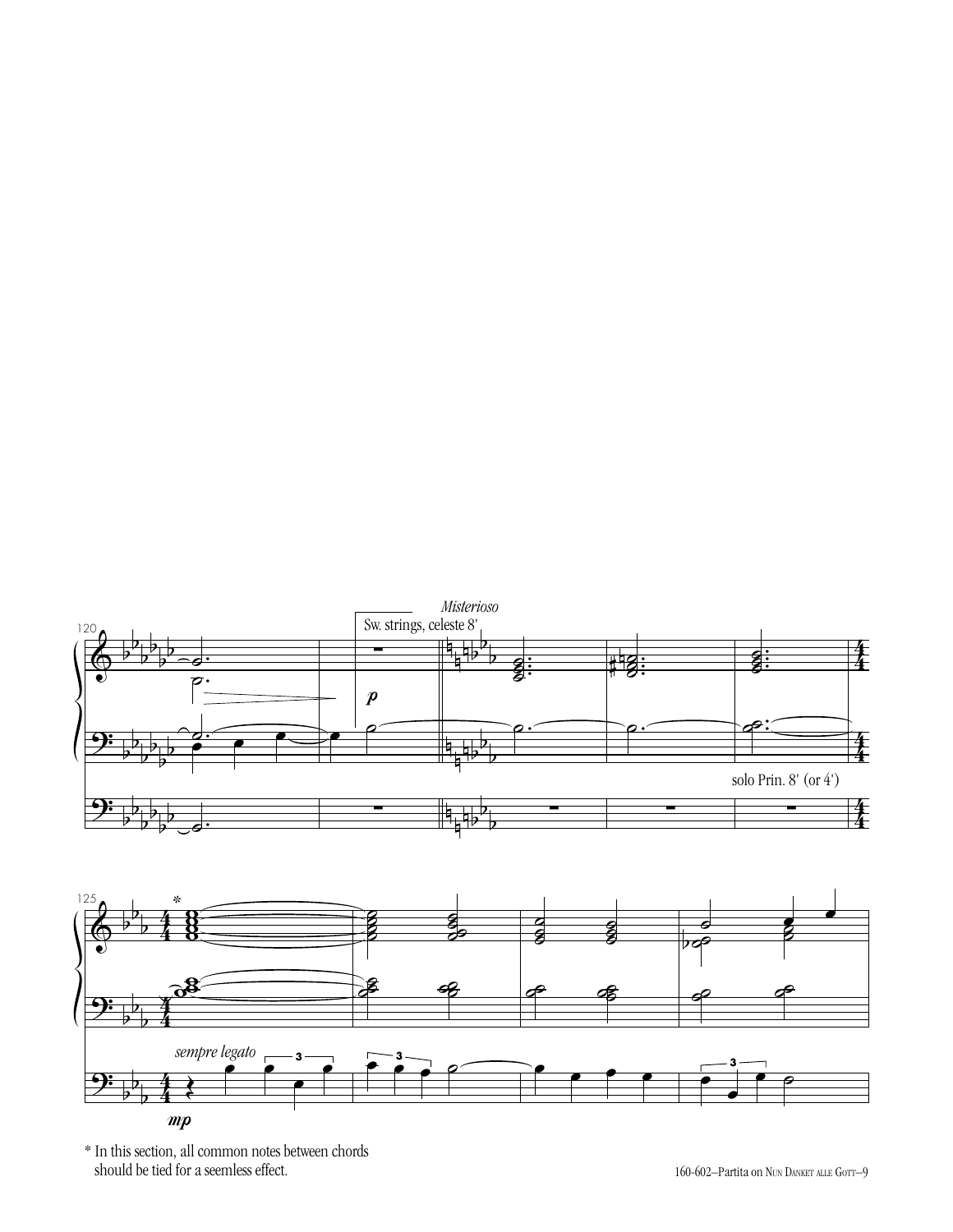*Misterioso*

Sw. strings, celeste 8'

*p*

solo Prin. 8' (or 4')

*sempre legato*

*mp*

\* In this section, all common notes between chords should be tied for a seemless effect.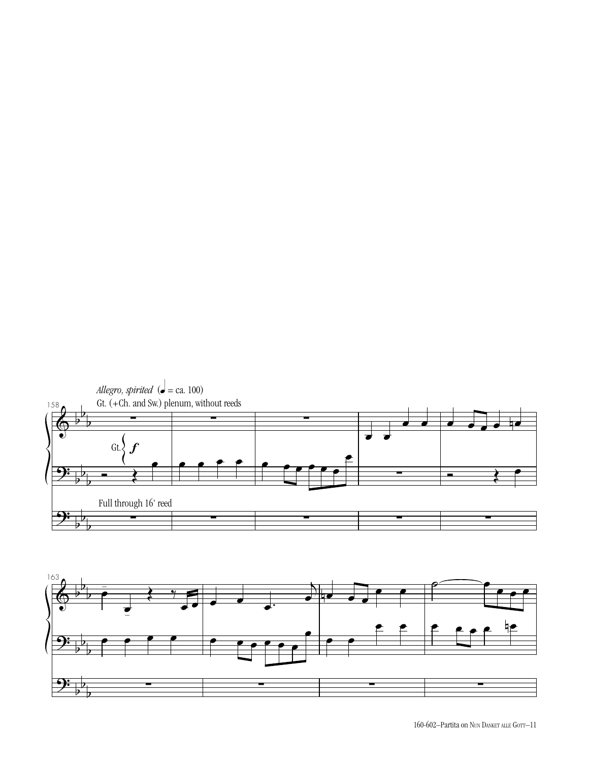*Allegro, spirited* (♩ = ca. 100)

Gt. (+Ch. and Sw.) plenum, without reeds

Gt. ***f***

Full through 16' reed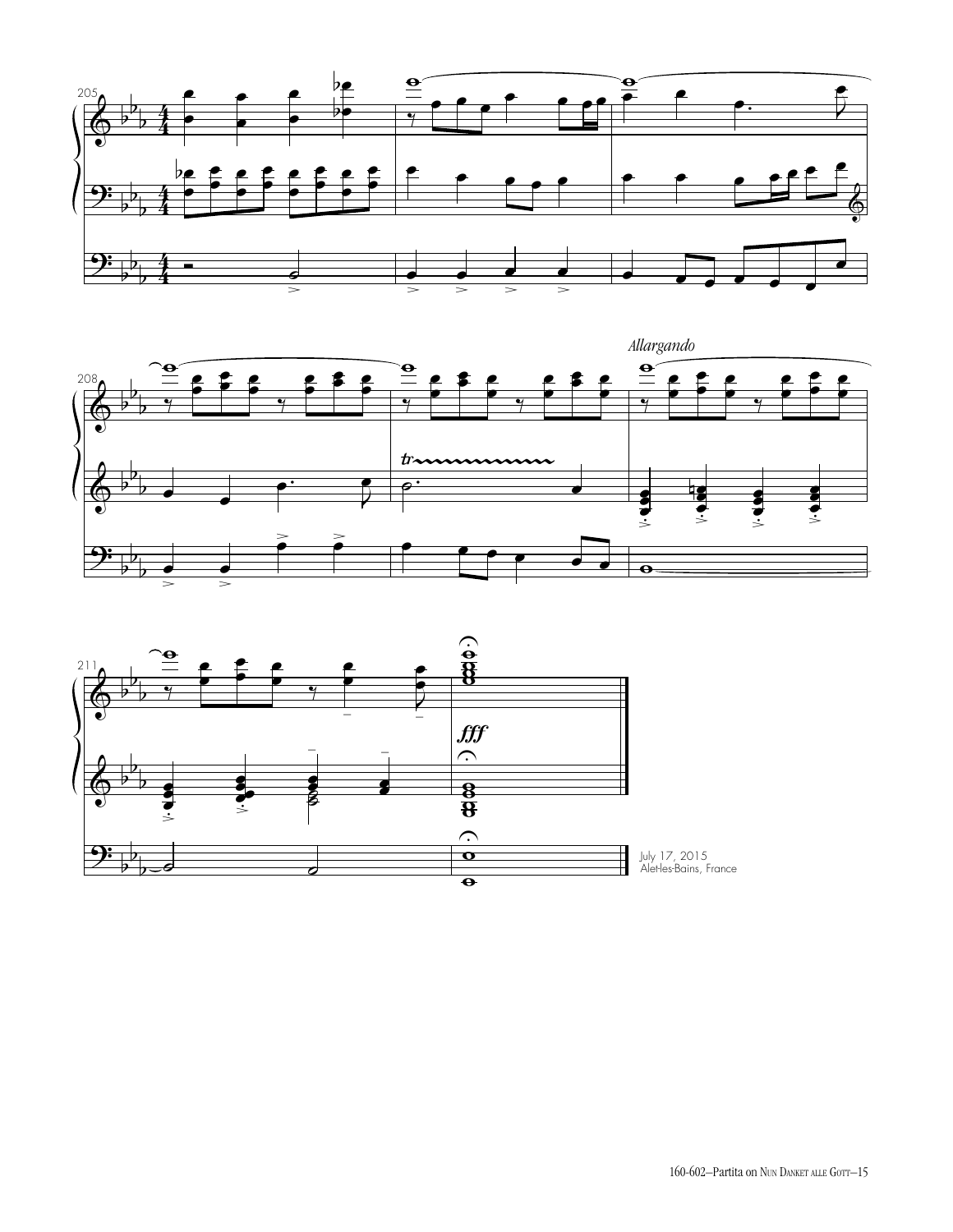*Allargando*

July 17, 2015
Alet-les-Bains, France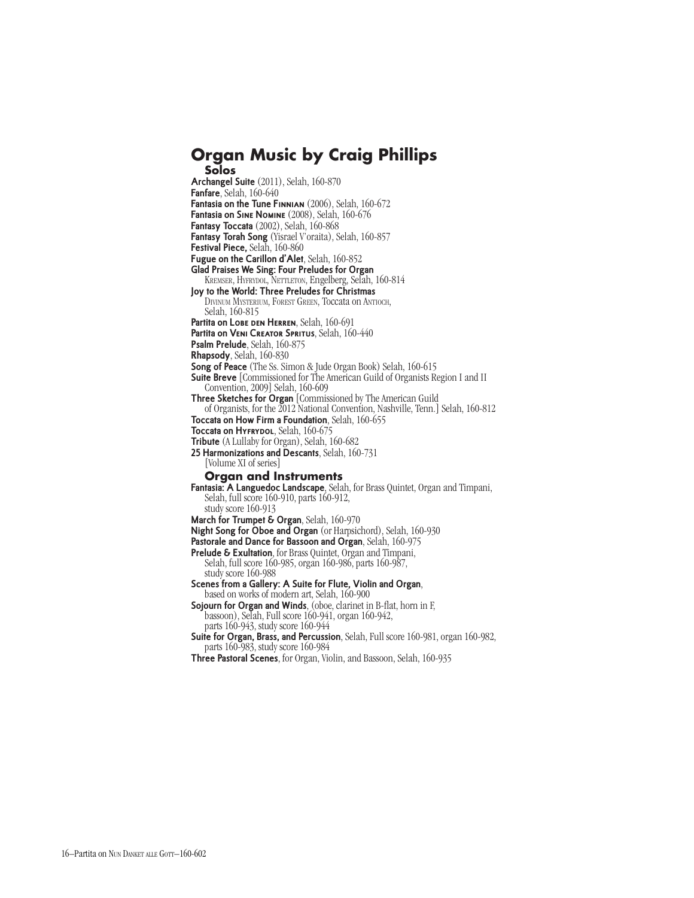# Organ Music by Craig Phillips

## Solos

**Archangel Suite** (2011), Selah, 160-870
**Fanfare**, Selah, 160-640
**Fantasia on the Tune Finnian** (2006), Selah, 160-672
**Fantasia on Sine Nomine** (2008), Selah, 160-676
**Fantasy Toccata** (2002), Selah, 160-868
**Fantasy Torah Song** (Yisrael V'oraita), Selah, 160-857
**Festival Piece,** Selah, 160-860
**Fugue on the Carillon d'Alet**, Selah, 160-852
**Glad Praises We Sing: Four Preludes for Organ**
Kremser, Hyfrydol, Nettleton, Engelberg, Selah, 160-814
**Joy to the World: Three Preludes for Christmas**
Divinum Mysterium, Forest Green, Toccata on Antioch, Selah, 160-815
**Partita on Lobe den Herren**, Selah, 160-691
**Partita on Veni Creator Spritus**, Selah, 160-440
**Psalm Prelude**, Selah, 160-875
**Rhapsody**, Selah, 160-830
**Song of Peace** (The Ss. Simon & Jude Organ Book) Selah, 160-615
**Suite Breve** [Commissioned for The American Guild of Organists Region I and II Convention, 2009] Selah, 160-609
**Three Sketches for Organ** [Commissioned by The American Guild of Organists, for the 2012 National Convention, Nashville, Tenn.] Selah, 160-812
**Toccata on How Firm a Foundation**, Selah, 160-655
**Toccata on Hyfrydol**, Selah, 160-675
**Tribute** (A Lullaby for Organ), Selah, 160-682
**25 Harmonizations and Descants**, Selah, 160-731
[Volume XI of series]

## Organ and Instruments

**Fantasia: A Languedoc Landscape**, Selah, for Brass Quintet, Organ and Timpani, Selah, full score 160-910, parts 160-912, study score 160-913
**March for Trumpet & Organ**, Selah, 160-970
**Night Song for Oboe and Organ** (or Harpsichord), Selah, 160-930
**Pastorale and Dance for Bassoon and Organ**, Selah, 160-975
**Prelude & Exultation**, for Brass Quintet, Organ and Timpani, Selah, full score 160-985, organ 160-986, parts 160-987, study score 160-988
**Scenes from a Gallery: A Suite for Flute, Violin and Organ**, based on works of modern art, Selah, 160-900
**Sojourn for Organ and Winds**, (oboe, clarinet in B-flat, horn in F, bassoon), Selah, Full score 160-941, organ 160-942, parts 160-943, study score 160-944
**Suite for Organ, Brass, and Percussion**, Selah, Full score 160-981, organ 160-982, parts 160-983, study score 160-984
**Three Pastoral Scenes**, for Organ, Violin, and Bassoon, Selah, 160-935